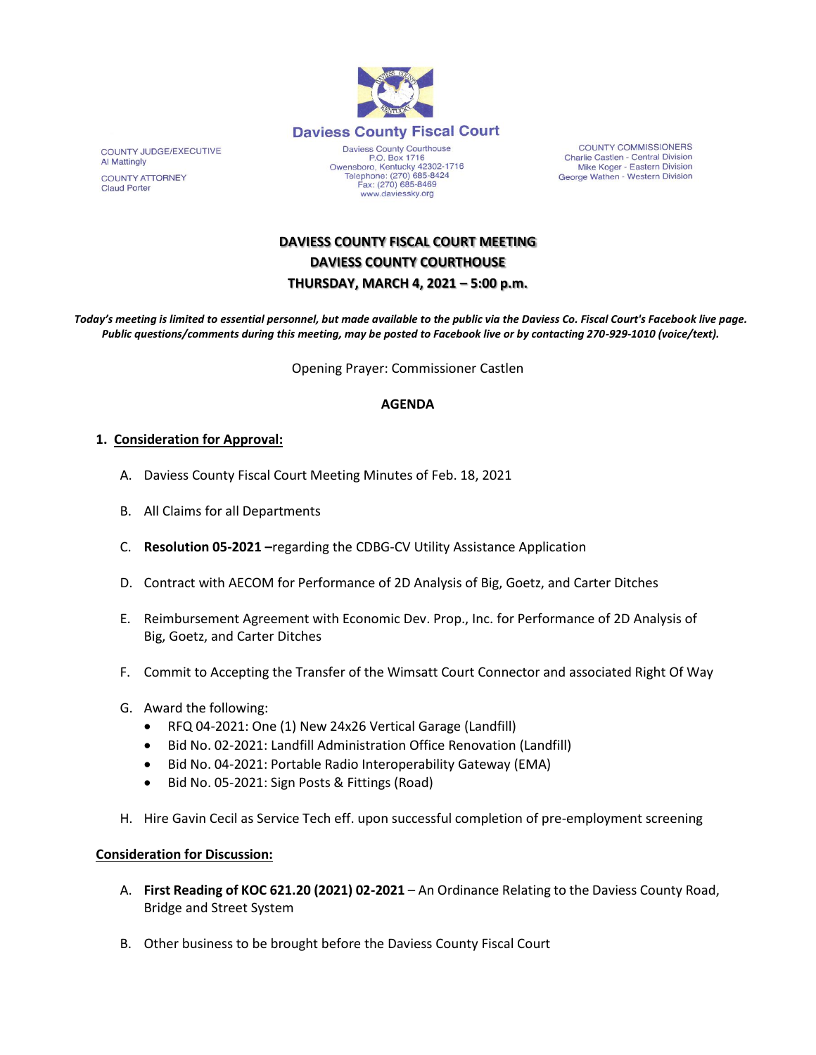## Daviess County Fiscal Court

COUNTY JUDGE/EXECUTIVE
Al Mattingly

COUNTY ATTORNEY
Claud Porter

Daviess County Courthouse
P.O. Box 1716
Owensboro, Kentucky 42302-1716
Telephone: (270) 685-8424
Fax: (270) 685-8469
www.daviessky.org

COUNTY COMMISSIONERS
Charlie Castlen - Central Division
Mike Koger - Eastern Division
George Wathen - Western Division

# DAVIESS COUNTY FISCAL COURT MEETING
# DAVIESS COUNTY COURTHOUSE
# THURSDAY, MARCH 4, 2021 – 5:00 p.m.

***Today's meeting is limited to essential personnel, but made available to the public via the Daviess Co. Fiscal Court's Facebook live page. Public questions/comments during this meeting, may be posted to Facebook live or by contacting 270-929-1010 (voice/text).***

Opening Prayer: Commissioner Castlen

**AGENDA**

1. **Consideration for Approval:**

   A. Daviess County Fiscal Court Meeting Minutes of Feb. 18, 2021

   B. All Claims for all Departments

   C. **Resolution 05-2021 –**regarding the CDBG-CV Utility Assistance Application

   D. Contract with AECOM for Performance of 2D Analysis of Big, Goetz, and Carter Ditches

   E. Reimbursement Agreement with Economic Dev. Prop., Inc. for Performance of 2D Analysis of Big, Goetz, and Carter Ditches

   F. Commit to Accepting the Transfer of the Wimsatt Court Connector and associated Right Of Way

   G. Award the following:
      - RFQ 04-2021: One (1) New 24x26 Vertical Garage (Landfill)
      - Bid No. 02-2021: Landfill Administration Office Renovation (Landfill)
      - Bid No. 04-2021: Portable Radio Interoperability Gateway (EMA)
      - Bid No. 05-2021: Sign Posts & Fittings (Road)

   H. Hire Gavin Cecil as Service Tech eff. upon successful completion of pre-employment screening

**Consideration for Discussion:**

A. **First Reading of KOC 621.20 (2021) 02-2021** – An Ordinance Relating to the Daviess County Road, Bridge and Street System

B. Other business to be brought before the Daviess County Fiscal Court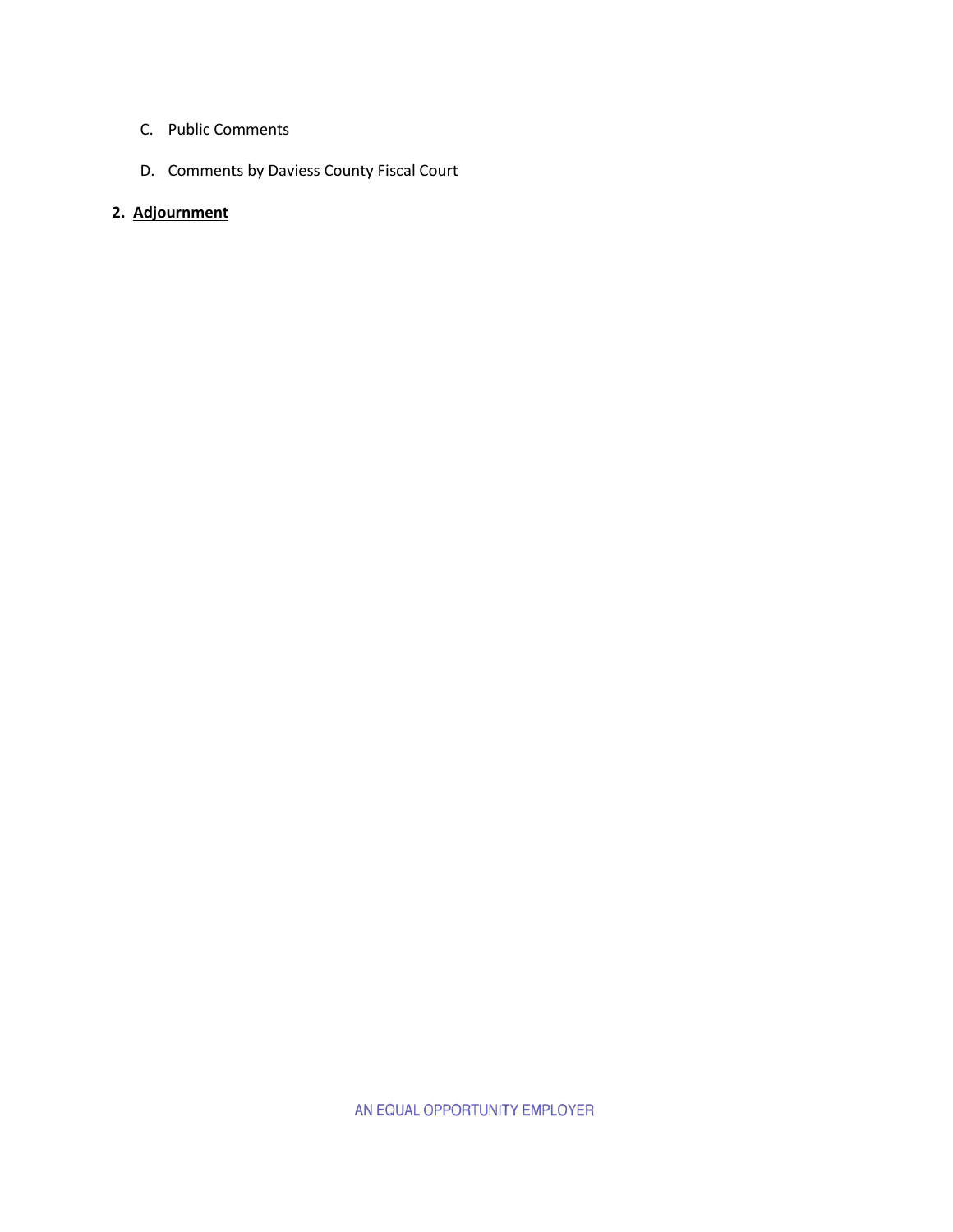C. Public Comments

D. Comments by Daviess County Fiscal Court

2. **Adjournment**

AN EQUAL OPPORTUNITY EMPLOYER